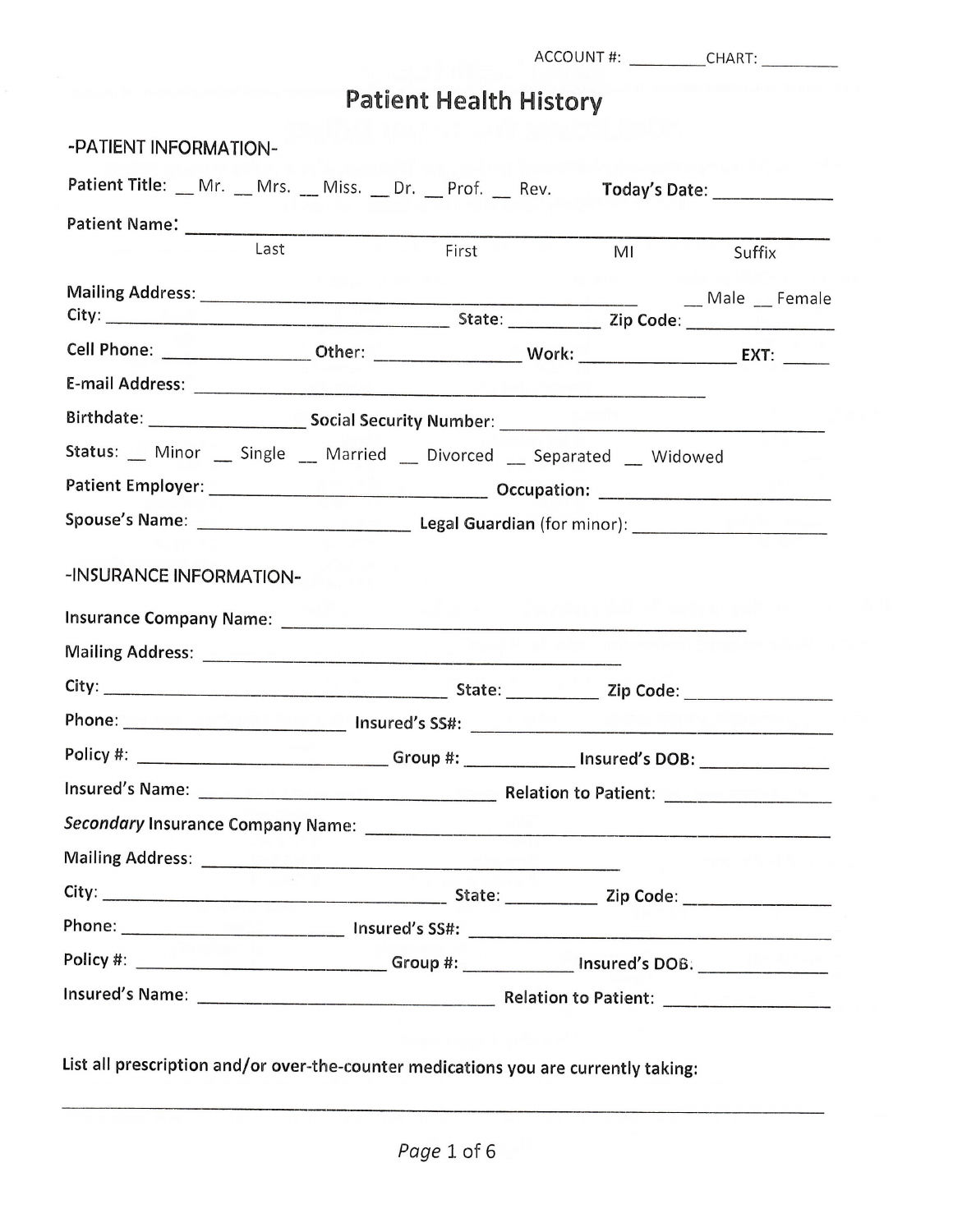ACCOUNT #: _________ CHART: _________

# Patient Health History

## -PATIENT INFORMATION-

Patient Title: __ Mr. __ Mrs. __ Miss. __ Dr. __ Prof. __ Rev. **Today's Date:** _____________

Patient Name: ____________________________________________________________
Last First MI Suffix

Mailing Address: ____________________________________________ __ Male __ Female

City: ____________________________________ State: __________ Zip Code: _______________

Cell Phone: _______________ Other: _______________ Work: ________________ **EXT:** _____

E-mail Address: ________________________________________________________

Birthdate: ________________ Social Security Number: ____________________________________

Status: __ Minor __ Single __ Married __ Divorced __ Separated __ Widowed

Patient Employer: ______________________________ Occupation: _________________________

Spouse's Name: _______________________ **Legal Guardian** (for minor): ____________________

## -INSURANCE INFORMATION-

Insurance Company Name: ___________________________________________________

Mailing Address: ______________________________________________

City: ____________________________________ State: __________ Zip Code: _______________

Phone: ________________________ Insured's SS#: ____________________________________

Policy #: ____________________________ Group #: ___________ Insured's DOB: _____________

Insured's Name: _______________________________ Relation to Patient: _________________

*Secondary* Insurance Company Name: _______________________________________________

Mailing Address: ______________________________________________

City: ____________________________________ State: __________ Zip Code: _______________

Phone: ________________________ Insured's SS#: ____________________________________

Policy #: ____________________________ Group #: ___________ Insured's DOB: _____________

Insured's Name: _______________________________ Relation to Patient: _________________

List all prescription and/or over-the-counter medications you are currently taking:

______________________________________________________________________________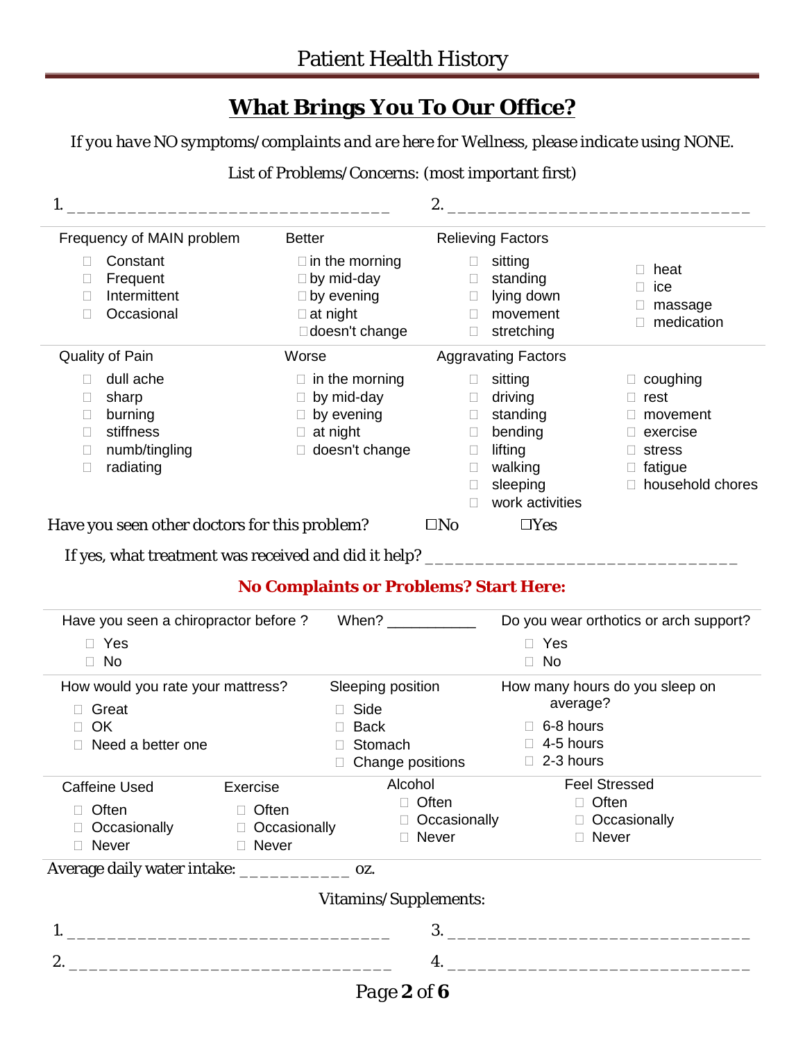# Patient Health History

## **What Brings You To Our Office?**

*If you have NO symptoms/complaints and are here for Wellness, please indicate using NONE.*

List of Problems/Concerns: (most important first)

1. ________________________________  2. ________________________________

**Frequency of MAIN problem**
- ☐ Constant
- ☐ Frequent
- ☐ Intermittent
- ☐ Occasional

**Better**
- ☐ in the morning
- ☐ by mid-day
- ☐ by evening
- ☐ at night
- ☐ doesn't change

**Relieving Factors**
- ☐ sitting
- ☐ standing
- ☐ lying down
- ☐ movement
- ☐ stretching
- ☐ heat
- ☐ ice
- ☐ massage
- ☐ medication

**Quality of Pain**
- ☐ dull ache
- ☐ sharp
- ☐ burning
- ☐ stiffness
- ☐ numb/tingling
- ☐ radiating

**Worse**
- ☐ in the morning
- ☐ by mid-day
- ☐ by evening
- ☐ at night
- ☐ doesn't change

**Aggravating Factors**
- ☐ sitting
- ☐ driving
- ☐ standing
- ☐ bending
- ☐ lifting
- ☐ walking
- ☐ sleeping
- ☐ work activities
- ☐ coughing
- ☐ rest
- ☐ movement
- ☐ exercise
- ☐ stress
- ☐ fatigue
- ☐ household chores

Have you seen other doctors for this problem? ☐No ☐Yes

If yes, what treatment was received and did it help? ________________________________

**No Complaints or Problems? Start Here:**

Have you seen a chiropractor before ? When? ___________
- ☐ Yes
- ☐ No

Do you wear orthotics or arch support?
- ☐ Yes
- ☐ No

How would you rate your mattress?
- ☐ Great
- ☐ OK
- ☐ Need a better one

Sleeping position
- ☐ Side
- ☐ Back
- ☐ Stomach
- ☐ Change positions

How many hours do you sleep on average?
- ☐ 6-8 hours
- ☐ 4-5 hours
- ☐ 2-3 hours

Caffeine Used
- ☐ Often
- ☐ Occasionally
- ☐ Never

Exercise
- ☐ Often
- ☐ Occasionally
- ☐ Never

Alcohol
- ☐ Often
- ☐ Occasionally
- ☐ Never

Feel Stressed
- ☐ Often
- ☐ Occasionally
- ☐ Never

Average daily water intake: ___________ oz.

Vitamins/Supplements:

1. ________________________________  3. ________________________________

2. ________________________________  4. ________________________________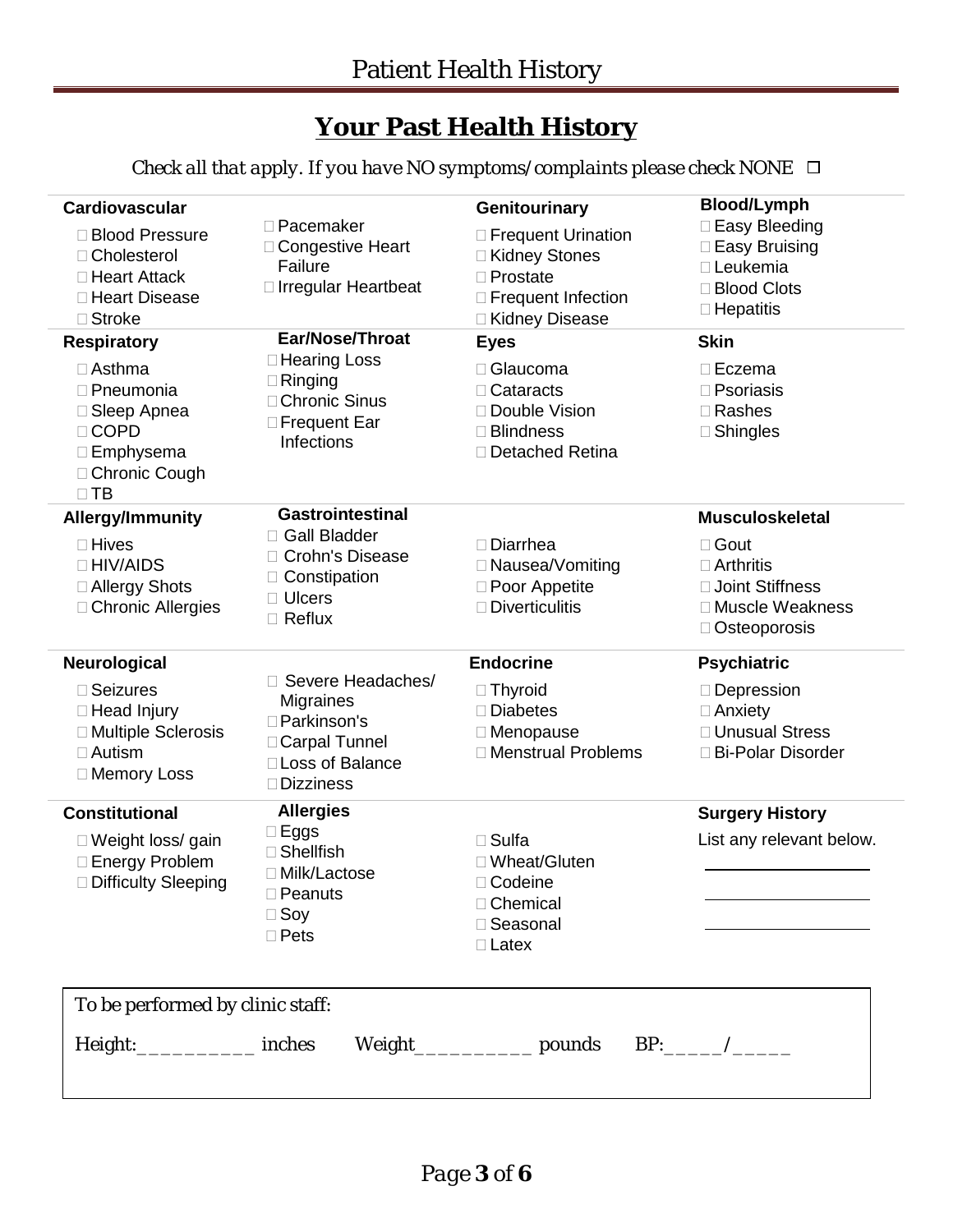## Your Past Health History

*Check all that apply. If you have NO symptoms/complaints please check NONE* ☐

**Cardiovascular**

- ☐ Blood Pressure
- ☐ Cholesterol
- ☐ Heart Attack
- ☐ Heart Disease
- ☐ Stroke
- ☐ Pacemaker
- ☐ Congestive Heart Failure
- ☐ Irregular Heartbeat

**Genitourinary**

- ☐ Frequent Urination
- ☐ Kidney Stones
- ☐ Prostate
- ☐ Frequent Infection
- ☐ Kidney Disease

**Blood/Lymph**

- ☐ Easy Bleeding
- ☐ Easy Bruising
- ☐ Leukemia
- ☐ Blood Clots
- ☐ Hepatitis

**Respiratory**

- ☐ Asthma
- ☐ Pneumonia
- ☐ Sleep Apnea
- ☐ COPD
- ☐ Emphysema
- ☐ Chronic Cough
- ☐ TB

**Ear/Nose/Throat**

- ☐ Hearing Loss
- ☐ Ringing
- ☐ Chronic Sinus
- ☐ Frequent Ear Infections

**Eyes**

- ☐ Glaucoma
- ☐ Cataracts
- ☐ Double Vision
- ☐ Blindness
- ☐ Detached Retina

**Skin**

- ☐ Eczema
- ☐ Psoriasis
- ☐ Rashes
- ☐ Shingles

**Allergy/Immunity**

- ☐ Hives
- ☐ HIV/AIDS
- ☐ Allergy Shots
- ☐ Chronic Allergies

**Gastrointestinal**

- ☐ Gall Bladder
- ☐ Crohn's Disease
- ☐ Constipation
- ☐ Ulcers
- ☐ Reflux
- ☐ Diarrhea
- ☐ Nausea/Vomiting
- ☐ Poor Appetite
- ☐ Diverticulitis

**Musculoskeletal**

- ☐ Gout
- ☐ Arthritis
- ☐ Joint Stiffness
- ☐ Muscle Weakness
- ☐ Osteoporosis

**Neurological**

- ☐ Seizures
- ☐ Head Injury
- ☐ Multiple Sclerosis
- ☐ Autism
- ☐ Memory Loss
- ☐ Severe Headaches/ Migraines
- ☐ Parkinson's
- ☐ Carpal Tunnel
- ☐ Loss of Balance
- ☐ Dizziness

**Endocrine**

- ☐ Thyroid
- ☐ Diabetes
- ☐ Menopause
- ☐ Menstrual Problems

**Psychiatric**

- ☐ Depression
- ☐ Anxiety
- ☐ Unusual Stress
- ☐ Bi-Polar Disorder

**Constitutional**

- ☐ Weight loss/ gain
- ☐ Energy Problem
- ☐ Difficulty Sleeping

**Allergies**

- ☐ Eggs
- ☐ Shellfish
- ☐ Milk/Lactose
- ☐ Peanuts
- ☐ Soy
- ☐ Pets
- ☐ Sulfa
- ☐ Wheat/Gluten
- ☐ Codeine
- ☐ Chemical
- ☐ Seasonal
- ☐ Latex

**Surgery History**

List any relevant below.

____________________

____________________

____________________

To be performed by clinic staff:

Height:___________ inches Weight___________ pounds BP:_____/_____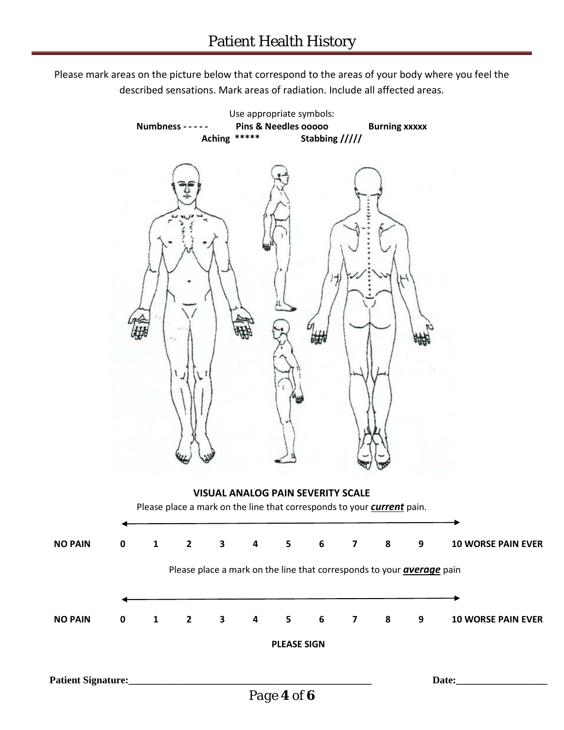# Patient Health History

Please mark areas on the picture below that correspond to the areas of your body where you feel the described sensations. Mark areas of radiation. Include all affected areas.

Use appropriate symbols:

**Numbness - - - - -** **Pins & Needles ooooo** **Burning xxxxx**

**Aching *****  **Stabbing /////**

**VISUAL ANALOG PAIN SEVERITY SCALE**

Please place a mark on the line that corresponds to your ***current*** pain.

**NO PAIN 0 1 2 3 4 5 6 7 8 9 10 WORSE PAIN EVER**

Please place a mark on the line that corresponds to your ***average*** pain

**NO PAIN 0 1 2 3 4 5 6 7 8 9 10 WORSE PAIN EVER**

**PLEASE SIGN**

**Patient Signature:**_______________________________________________ **Date:**__________________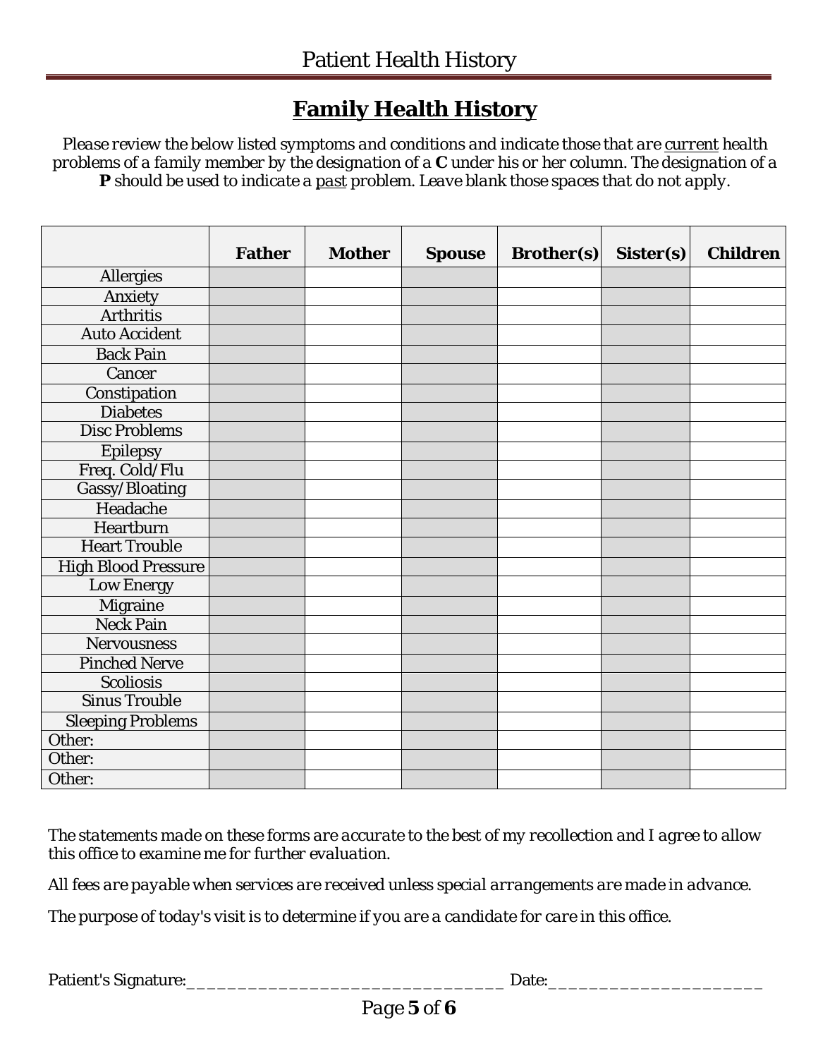## Family Health History

*Please review the below listed symptoms and conditions and indicate those that are current health problems of a family member by the designation of a* ***C*** *under his or her column. The designation of a* ***P*** *should be used to indicate a past problem. Leave blank those spaces that do not apply.*

| | **Father** | **Mother** | **Spouse** | **Brother(s)** | **Sister(s)** | **Children** |
|---|---|---|---|---|---|---|
| Allergies | | | | | | |
| Anxiety | | | | | | |
| Arthritis | | | | | | |
| Auto Accident | | | | | | |
| Back Pain | | | | | | |
| Cancer | | | | | | |
| Constipation | | | | | | |
| Diabetes | | | | | | |
| Disc Problems | | | | | | |
| Epilepsy | | | | | | |
| Freq. Cold/Flu | | | | | | |
| Gassy/Bloating | | | | | | |
| Headache | | | | | | |
| Heartburn | | | | | | |
| Heart Trouble | | | | | | |
| High Blood Pressure | | | | | | |
| Low Energy | | | | | | |
| Migraine | | | | | | |
| Neck Pain | | | | | | |
| Nervousness | | | | | | |
| Pinched Nerve | | | | | | |
| Scoliosis | | | | | | |
| Sinus Trouble | | | | | | |
| Sleeping Problems | | | | | | |
| Other: | | | | | | |
| Other: | | | | | | |
| Other: | | | | | | |

*The statements made on these forms are accurate to the best of my recollection and I agree to allow this office to examine me for further evaluation.*

*All fees are payable when services are received unless special arrangements are made in advance.*

*The purpose of today's visit is to determine if you are a candidate for care in this office.*

Patient's Signature:________________________________ Date:______________________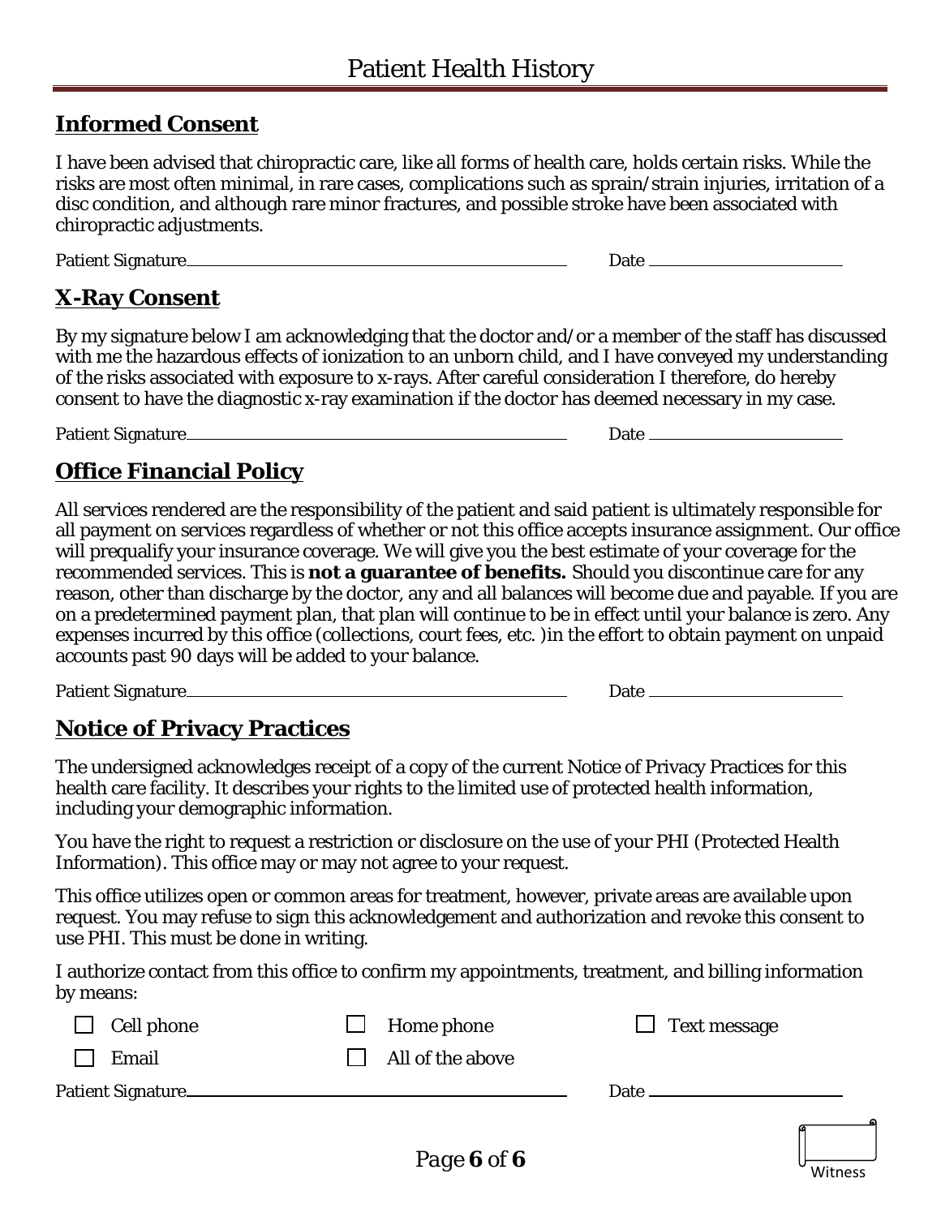## Informed Consent

I have been advised that chiropractic care, like all forms of health care, holds certain risks. While the risks are most often minimal, in rare cases, complications such as sprain/strain injuries, irritation of a disc condition, and although rare minor fractures, and possible stroke have been associated with chiropractic adjustments.

Patient Signature\_\_\_\_\_\_\_\_\_\_\_\_\_\_\_\_\_\_\_\_\_\_\_\_\_\_\_\_\_\_\_\_\_\_\_\_\_\_\_\_ Date \_\_\_\_\_\_\_\_\_\_\_\_\_\_\_\_\_\_\_\_

## X-Ray Consent

By my signature below I am acknowledging that the doctor and/or a member of the staff has discussed with me the hazardous effects of ionization to an unborn child, and I have conveyed my understanding of the risks associated with exposure to x-rays. After careful consideration I therefore, do hereby consent to have the diagnostic x-ray examination if the doctor has deemed necessary in my case.

Patient Signature\_\_\_\_\_\_\_\_\_\_\_\_\_\_\_\_\_\_\_\_\_\_\_\_\_\_\_\_\_\_\_\_\_\_\_\_\_\_\_\_ Date \_\_\_\_\_\_\_\_\_\_\_\_\_\_\_\_\_\_\_\_

## Office Financial Policy

All services rendered are the responsibility of the patient and said patient is ultimately responsible for all payment on services regardless of whether or not this office accepts insurance assignment. Our office will prequalify your insurance coverage. We will give you the best estimate of your coverage for the recommended services. This is **not a guarantee of benefits.** Should you discontinue care for any reason, other than discharge by the doctor, any and all balances will become due and payable. If you are on a predetermined payment plan, that plan will continue to be in effect until your balance is zero. Any expenses incurred by this office (collections, court fees, etc. )in the effort to obtain payment on unpaid accounts past 90 days will be added to your balance.

Patient Signature\_\_\_\_\_\_\_\_\_\_\_\_\_\_\_\_\_\_\_\_\_\_\_\_\_\_\_\_\_\_\_\_\_\_\_\_\_\_\_\_ Date \_\_\_\_\_\_\_\_\_\_\_\_\_\_\_\_\_\_\_\_

## Notice of Privacy Practices

The undersigned acknowledges receipt of a copy of the current Notice of Privacy Practices for this health care facility. It describes your rights to the limited use of protected health information, including your demographic information.

You have the right to request a restriction or disclosure on the use of your PHI (Protected Health Information). This office may or may not agree to your request.

This office utilizes open or common areas for treatment, however, private areas are available upon request. You may refuse to sign this acknowledgement and authorization and revoke this consent to use PHI. This must be done in writing.

I authorize contact from this office to confirm my appointments, treatment, and billing information by means:

- ☐ Cell phone
- ☐ Home phone
- ☐ Text message
- ☐ Email
- ☐ All of the above

Patient Signature\_\_\_\_\_\_\_\_\_\_\_\_\_\_\_\_\_\_\_\_\_\_\_\_\_\_\_\_\_\_\_\_\_\_\_\_\_\_\_\_ Date \_\_\_\_\_\_\_\_\_\_\_\_\_\_\_\_\_\_\_\_

Witness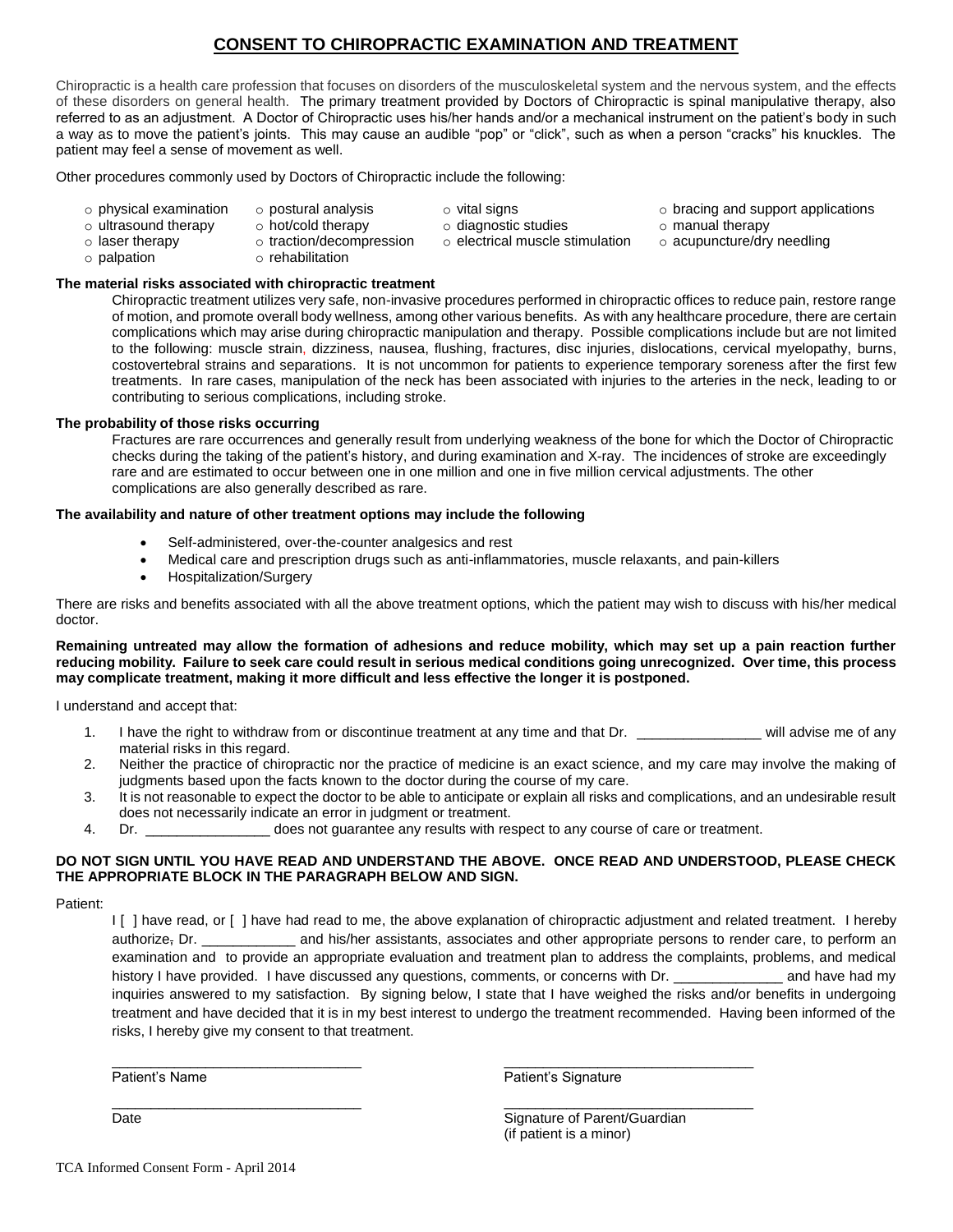# CONSENT TO CHIROPRACTIC EXAMINATION AND TREATMENT

Chiropractic is a health care profession that focuses on disorders of the musculoskeletal system and the nervous system, and the effects of these disorders on general health. The primary treatment provided by Doctors of Chiropractic is spinal manipulative therapy, also referred to as an adjustment. A Doctor of Chiropractic uses his/her hands and/or a mechanical instrument on the patient's body in such a way as to move the patient's joints. This may cause an audible "pop" or "click", such as when a person "cracks" his knuckles. The patient may feel a sense of movement as well.

Other procedures commonly used by Doctors of Chiropractic include the following:

- physical examination
- ultrasound therapy
- laser therapy
- palpation
- postural analysis
- hot/cold therapy
- traction/decompression
- rehabilitation
- vital signs
- diagnostic studies
- electrical muscle stimulation
- bracing and support applications
- manual therapy
- acupuncture/dry needling

**The material risks associated with chiropractic treatment**

Chiropractic treatment utilizes very safe, non-invasive procedures performed in chiropractic offices to reduce pain, restore range of motion, and promote overall body wellness, among other various benefits. As with any healthcare procedure, there are certain complications which may arise during chiropractic manipulation and therapy. Possible complications include but are not limited to the following: muscle strain, dizziness, nausea, flushing, fractures, disc injuries, dislocations, cervical myelopathy, burns, costovertebral strains and separations. It is not uncommon for patients to experience temporary soreness after the first few treatments. In rare cases, manipulation of the neck has been associated with injuries to the arteries in the neck, leading to or contributing to serious complications, including stroke.

**The probability of those risks occurring**

Fractures are rare occurrences and generally result from underlying weakness of the bone for which the Doctor of Chiropractic checks during the taking of the patient's history, and during examination and X-ray. The incidences of stroke are exceedingly rare and are estimated to occur between one in one million and one in five million cervical adjustments. The other complications are also generally described as rare.

**The availability and nature of other treatment options may include the following**

- Self-administered, over-the-counter analgesics and rest
- Medical care and prescription drugs such as anti-inflammatories, muscle relaxants, and pain-killers
- Hospitalization/Surgery

There are risks and benefits associated with all the above treatment options, which the patient may wish to discuss with his/her medical doctor.

**Remaining untreated may allow the formation of adhesions and reduce mobility, which may set up a pain reaction further reducing mobility. Failure to seek care could result in serious medical conditions going unrecognized. Over time, this process may complicate treatment, making it more difficult and less effective the longer it is postponed.**

I understand and accept that:

1. I have the right to withdraw from or discontinue treatment at any time and that Dr. ________________ will advise me of any material risks in this regard.
2. Neither the practice of chiropractic nor the practice of medicine is an exact science, and my care may involve the making of judgments based upon the facts known to the doctor during the course of my care.
3. It is not reasonable to expect the doctor to be able to anticipate or explain all risks and complications, and an undesirable result does not necessarily indicate an error in judgment or treatment.
4. Dr. ________________ does not guarantee any results with respect to any course of care or treatment.

**DO NOT SIGN UNTIL YOU HAVE READ AND UNDERSTAND THE ABOVE. ONCE READ AND UNDERSTOOD, PLEASE CHECK THE APPROPRIATE BLOCK IN THE PARAGRAPH BELOW AND SIGN.**

Patient:

I [ ] have read, or [ ] have had read to me, the above explanation of chiropractic adjustment and related treatment. I hereby authorize, Dr. ____________ and his/her assistants, associates and other appropriate persons to render care, to perform an examination and to provide an appropriate evaluation and treatment plan to address the complaints, problems, and medical history I have provided. I have discussed any questions, comments, or concerns with Dr. ______________ and have had my inquiries answered to my satisfaction. By signing below, I state that I have weighed the risks and/or benefits in undergoing treatment and have decided that it is in my best interest to undergo the treatment recommended. Having been informed of the risks, I hereby give my consent to that treatment.

________________________________
Patient's Name

________________________________
Patient's Signature

________________________________
Date

________________________________
Signature of Parent/Guardian
(if patient is a minor)

TCA Informed Consent Form - April 2014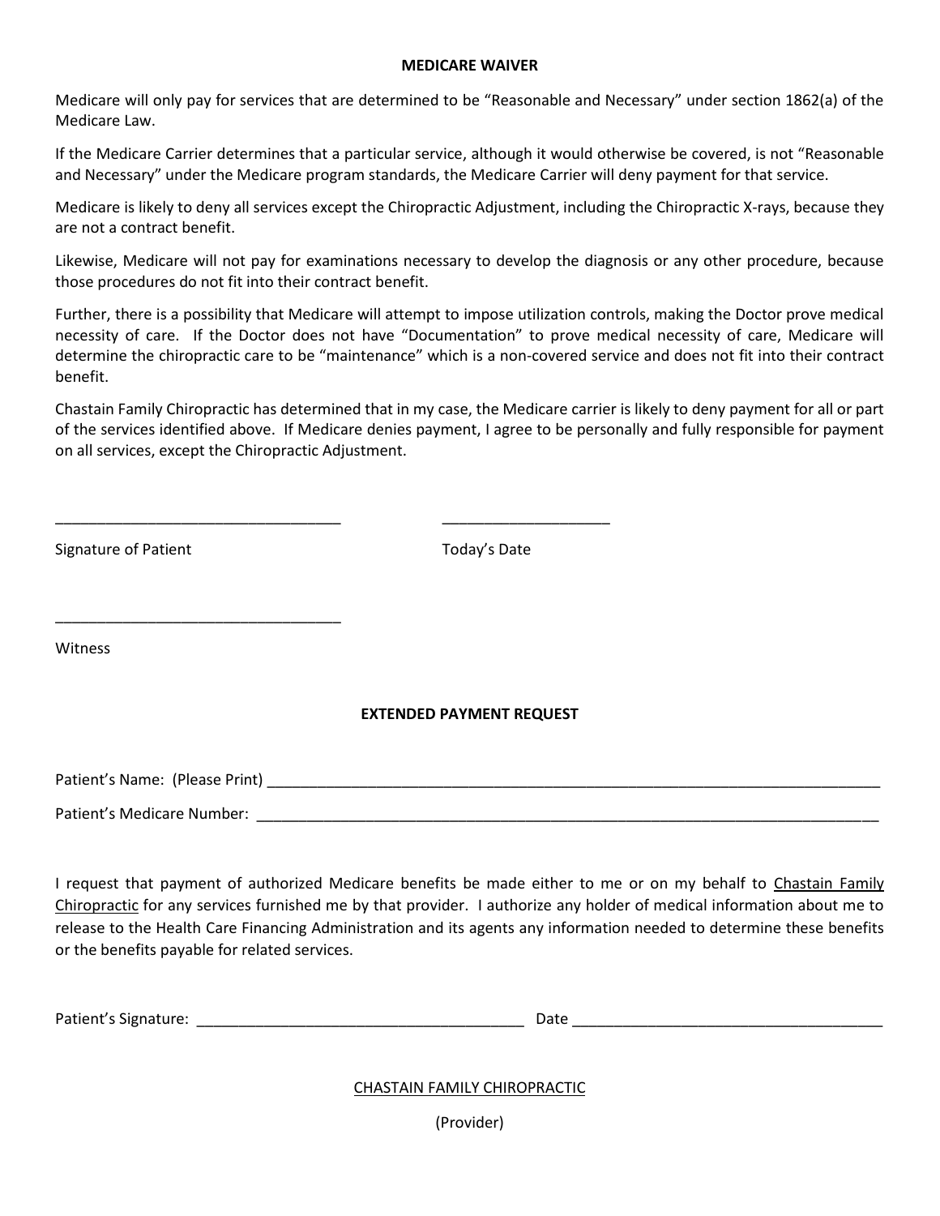## MEDICARE WAIVER

Medicare will only pay for services that are determined to be "Reasonable and Necessary" under section 1862(a) of the Medicare Law.

If the Medicare Carrier determines that a particular service, although it would otherwise be covered, is not "Reasonable and Necessary" under the Medicare program standards, the Medicare Carrier will deny payment for that service.

Medicare is likely to deny all services except the Chiropractic Adjustment, including the Chiropractic X-rays, because they are not a contract benefit.

Likewise, Medicare will not pay for examinations necessary to develop the diagnosis or any other procedure, because those procedures do not fit into their contract benefit.

Further, there is a possibility that Medicare will attempt to impose utilization controls, making the Doctor prove medical necessity of care. If the Doctor does not have "Documentation" to prove medical necessity of care, Medicare will determine the chiropractic care to be "maintenance" which is a non-covered service and does not fit into their contract benefit.

Chastain Family Chiropractic has determined that in my case, the Medicare carrier is likely to deny payment for all or part of the services identified above. If Medicare denies payment, I agree to be personally and fully responsible for payment on all services, except the Chiropractic Adjustment.

__________________________________ ____________________

Signature of Patient Today's Date

__________________________________

Witness

## EXTENDED PAYMENT REQUEST

Patient's Name: (Please Print) ______________________________________________________________________________

Patient's Medicare Number: ______________________________________________________________________________

I request that payment of authorized Medicare benefits be made either to me or on my behalf to Chastain Family Chiropractic for any services furnished me by that provider. I authorize any holder of medical information about me to release to the Health Care Financing Administration and its agents any information needed to determine these benefits or the benefits payable for related services.

Patient's Signature: ________________________________________ Date ______________________________________

CHASTAIN FAMILY CHIROPRACTIC

(Provider)